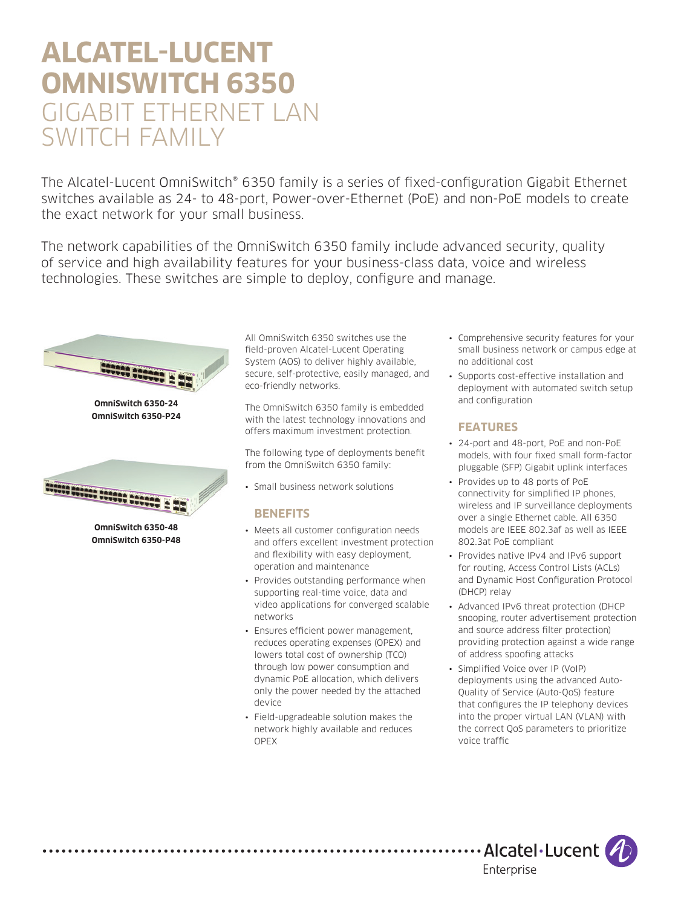# ALCATEL-LUCENT OMNISWITCH 6350

## GIGABIT ETHERNET LAN SWITCH FAMILY

The Alcatel-Lucent OmniSwitch® 6350 family is a series of fixed-configuration Gigabit Ethernet switches available as 24- to 48-port, Power-over-Ethernet (PoE) and non-PoE models to create the exact network for your small business.

The network capabilities of the OmniSwitch 6350 family include advanced security, quality of service and high availability features for your business-class data, voice and wireless technologies. These switches are simple to deploy, configure and manage.

**OmniSwitch 6350-24**
**OmniSwitch 6350-P24**

**OmniSwitch 6350-48**
**OmniSwitch 6350-P48**

All OmniSwitch 6350 switches use the field-proven Alcatel-Lucent Operating System (AOS) to deliver highly available, secure, self-protective, easily managed, and eco-friendly networks.

The OmniSwitch 6350 family is embedded with the latest technology innovations and offers maximum investment protection.

The following type of deployments benefit from the OmniSwitch 6350 family:

- Small business network solutions

### BENEFITS

- Meets all customer configuration needs and offers excellent investment protection and flexibility with easy deployment, operation and maintenance
- Provides outstanding performance when supporting real-time voice, data and video applications for converged scalable networks
- Ensures efficient power management, reduces operating expenses (OPEX) and lowers total cost of ownership (TCO) through low power consumption and dynamic PoE allocation, which delivers only the power needed by the attached device
- Field-upgradeable solution makes the network highly available and reduces OPEX
- Comprehensive security features for your small business network or campus edge at no additional cost
- Supports cost-effective installation and deployment with automated switch setup and configuration

### FEATURES

- 24-port and 48-port, PoE and non-PoE models, with four fixed small form-factor pluggable (SFP) Gigabit uplink interfaces
- Provides up to 48 ports of PoE connectivity for simplified IP phones, wireless and IP surveillance deployments over a single Ethernet cable. All 6350 models are IEEE 802.3af as well as IEEE 802.3at PoE compliant
- Provides native IPv4 and IPv6 support for routing, Access Control Lists (ACLs) and Dynamic Host Configuration Protocol (DHCP) relay
- Advanced IPv6 threat protection (DHCP snooping, router advertisement protection and source address filter protection) providing protection against a wide range of address spoofing attacks
- Simplified Voice over IP (VoIP) deployments using the advanced Auto-Quality of Service (Auto-QoS) feature that configures the IP telephony devices into the proper virtual LAN (VLAN) with the correct QoS parameters to prioritize voice traffic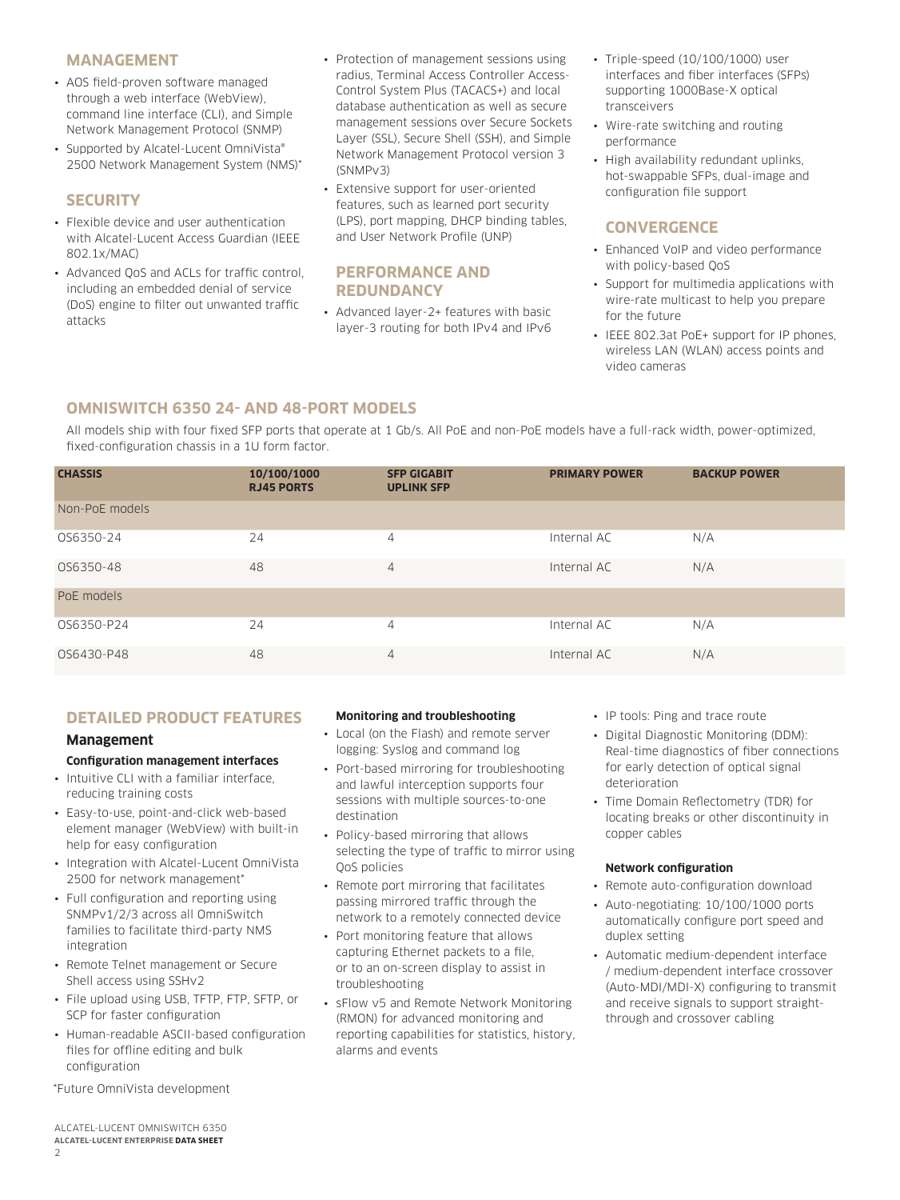## MANAGEMENT

- AOS field-proven software managed through a web interface (WebView), command line interface (CLI), and Simple Network Management Protocol (SNMP)
- Supported by Alcatel-Lucent OmniVista® 2500 Network Management System (NMS)*

## SECURITY

- Flexible device and user authentication with Alcatel-Lucent Access Guardian (IEEE 802.1x/MAC)
- Advanced QoS and ACLs for traffic control, including an embedded denial of service (DoS) engine to filter out unwanted traffic attacks
- Protection of management sessions using radius, Terminal Access Controller Access-Control System Plus (TACACS+) and local database authentication as well as secure management sessions over Secure Sockets Layer (SSL), Secure Shell (SSH), and Simple Network Management Protocol version 3 (SNMPv3)
- Extensive support for user-oriented features, such as learned port security (LPS), port mapping, DHCP binding tables, and User Network Profile (UNP)

## PERFORMANCE AND REDUNDANCY

- Advanced layer-2+ features with basic layer-3 routing for both IPv4 and IPv6
- Triple-speed (10/100/1000) user interfaces and fiber interfaces (SFPs) supporting 1000Base-X optical transceivers
- Wire-rate switching and routing performance
- High availability redundant uplinks, hot-swappable SFPs, dual-image and configuration file support

## CONVERGENCE

- Enhanced VoIP and video performance with policy-based QoS
- Support for multimedia applications with wire-rate multicast to help you prepare for the future
- IEEE 802.3at PoE+ support for IP phones, wireless LAN (WLAN) access points and video cameras

## OMNISWITCH 6350 24- AND 48-PORT MODELS

All models ship with four fixed SFP ports that operate at 1 Gb/s. All PoE and non-PoE models have a full-rack width, power-optimized, fixed-configuration chassis in a 1U form factor.

| CHASSIS | 10/100/1000 RJ45 PORTS | SFP GIGABIT UPLINK SFP | PRIMARY POWER | BACKUP POWER |
|---|---|---|---|---|
| Non-PoE models | | | | |
| OS6350-24 | 24 | 4 | Internal AC | N/A |
| OS6350-48 | 48 | 4 | Internal AC | N/A |
| PoE models | | | | |
| OS6350-P24 | 24 | 4 | Internal AC | N/A |
| OS6430-P48 | 48 | 4 | Internal AC | N/A |

## DETAILED PRODUCT FEATURES

### Management

#### Configuration management interfaces

- Intuitive CLI with a familiar interface, reducing training costs
- Easy-to-use, point-and-click web-based element manager (WebView) with built-in help for easy configuration
- Integration with Alcatel-Lucent OmniVista 2500 for network management*
- Full configuration and reporting using SNMPv1/2/3 across all OmniSwitch families to facilitate third-party NMS integration
- Remote Telnet management or Secure Shell access using SSHv2
- File upload using USB, TFTP, FTP, SFTP, or SCP for faster configuration
- Human-readable ASCII-based configuration files for offline editing and bulk configuration

*Future OmniVista development

#### Monitoring and troubleshooting

- Local (on the Flash) and remote server logging: Syslog and command log
- Port-based mirroring for troubleshooting and lawful interception supports four sessions with multiple sources-to-one destination
- Policy-based mirroring that allows selecting the type of traffic to mirror using QoS policies
- Remote port mirroring that facilitates passing mirrored traffic through the network to a remotely connected device
- Port monitoring feature that allows capturing Ethernet packets to a file, or to an on-screen display to assist in troubleshooting
- sFlow v5 and Remote Network Monitoring (RMON) for advanced monitoring and reporting capabilities for statistics, history, alarms and events
- IP tools: Ping and trace route
- Digital Diagnostic Monitoring (DDM): Real-time diagnostics of fiber connections for early detection of optical signal deterioration
- Time Domain Reflectometry (TDR) for locating breaks or other discontinuity in copper cables

#### Network configuration

- Remote auto-configuration download
- Auto-negotiating: 10/100/1000 ports automatically configure port speed and duplex setting
- Automatic medium-dependent interface / medium-dependent interface crossover (Auto-MDI/MDI-X) configuring to transmit and receive signals to support straight-through and crossover cabling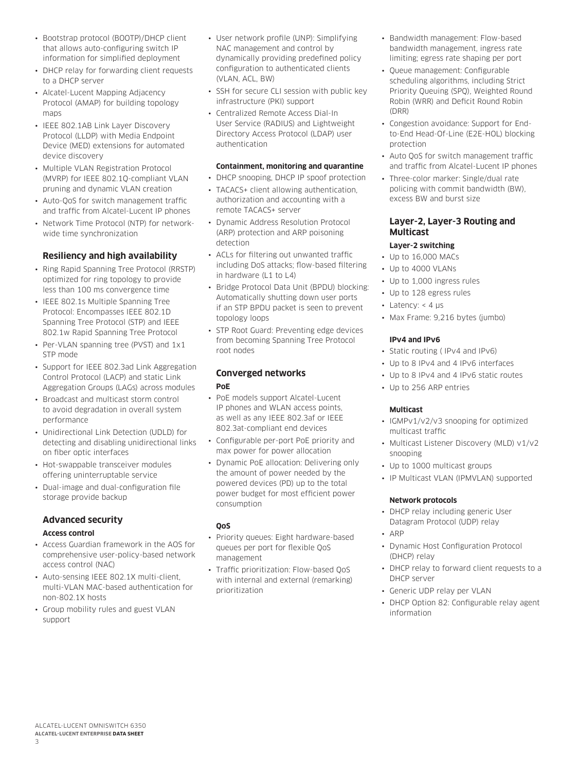- Bootstrap protocol (BOOTP)/DHCP client that allows auto-configuring switch IP information for simplified deployment
- DHCP relay for forwarding client requests to a DHCP server
- Alcatel-Lucent Mapping Adjacency Protocol (AMAP) for building topology maps
- IEEE 802.1AB Link Layer Discovery Protocol (LLDP) with Media Endpoint Device (MED) extensions for automated device discovery
- Multiple VLAN Registration Protocol (MVRP) for IEEE 802.1Q-compliant VLAN pruning and dynamic VLAN creation
- Auto-QoS for switch management traffic and traffic from Alcatel-Lucent IP phones
- Network Time Protocol (NTP) for network-wide time synchronization

### Resiliency and high availability

- Ring Rapid Spanning Tree Protocol (RRSTP) optimized for ring topology to provide less than 100 ms convergence time
- IEEE 802.1s Multiple Spanning Tree Protocol: Encompasses IEEE 802.1D Spanning Tree Protocol (STP) and IEEE 802.1w Rapid Spanning Tree Protocol
- Per-VLAN spanning tree (PVST) and 1x1 STP mode
- Support for IEEE 802.3ad Link Aggregation Control Protocol (LACP) and static Link Aggregation Groups (LAGs) across modules
- Broadcast and multicast storm control to avoid degradation in overall system performance
- Unidirectional Link Detection (UDLD) for detecting and disabling unidirectional links on fiber optic interfaces
- Hot-swappable transceiver modules offering uninterruptable service
- Dual-image and dual-configuration file storage provide backup

### Advanced security

#### Access control

- Access Guardian framework in the AOS for comprehensive user-policy-based network access control (NAC)
- Auto-sensing IEEE 802.1X multi-client, multi-VLAN MAC-based authentication for non-802.1X hosts
- Group mobility rules and guest VLAN support
- User network profile (UNP): Simplifying NAC management and control by dynamically providing predefined policy configuration to authenticated clients (VLAN, ACL, BW)
- SSH for secure CLI session with public key infrastructure (PKI) support
- Centralized Remote Access Dial-In User Service (RADIUS) and Lightweight Directory Access Protocol (LDAP) user authentication

#### Containment, monitoring and quarantine

- DHCP snooping, DHCP IP spoof protection
- TACACS+ client allowing authentication, authorization and accounting with a remote TACACS+ server
- Dynamic Address Resolution Protocol (ARP) protection and ARP poisoning detection
- ACLs for filtering out unwanted traffic including DoS attacks; flow-based filtering in hardware (L1 to L4)
- Bridge Protocol Data Unit (BPDU) blocking: Automatically shutting down user ports if an STP BPDU packet is seen to prevent topology loops
- STP Root Guard: Preventing edge devices from becoming Spanning Tree Protocol root nodes

### Converged networks

#### PoE

- PoE models support Alcatel-Lucent IP phones and WLAN access points, as well as any IEEE 802.3af or IEEE 802.3at-compliant end devices
- Configurable per-port PoE priority and max power for power allocation
- Dynamic PoE allocation: Delivering only the amount of power needed by the powered devices (PD) up to the total power budget for most efficient power consumption

#### QoS

- Priority queues: Eight hardware-based queues per port for flexible QoS management
- Traffic prioritization: Flow-based QoS with internal and external (remarking) prioritization
- Bandwidth management: Flow-based bandwidth management, ingress rate limiting; egress rate shaping per port
- Queue management: Configurable scheduling algorithms, including Strict Priority Queuing (SPQ), Weighted Round Robin (WRR) and Deficit Round Robin (DRR)
- Congestion avoidance: Support for End-to-End Head-Of-Line (E2E-HOL) blocking protection
- Auto QoS for switch management traffic and traffic from Alcatel-Lucent IP phones
- Three-color marker: Single/dual rate policing with commit bandwidth (BW), excess BW and burst size

### Layer-2, Layer-3 Routing and Multicast

#### Layer-2 switching

- Up to 16,000 MACs
- Up to 4000 VLANs
- Up to 1,000 ingress rules
- Up to 128 egress rules
- Latency: < 4 µs
- Max Frame: 9,216 bytes (jumbo)

#### IPv4 and IPv6

- Static routing ( IPv4 and IPv6)
- Up to 8 IPv4 and 4 IPv6 interfaces
- Up to 8 IPv4 and 4 IPv6 static routes
- Up to 256 ARP entries

#### Multicast

- IGMPv1/v2/v3 snooping for optimized multicast traffic
- Multicast Listener Discovery (MLD) v1/v2 snooping
- Up to 1000 multicast groups
- IP Multicast VLAN (IPMVLAN) supported

#### Network protocols

- DHCP relay including generic User Datagram Protocol (UDP) relay
- ARP
- Dynamic Host Configuration Protocol (DHCP) relay
- DHCP relay to forward client requests to a DHCP server
- Generic UDP relay per VLAN
- DHCP Option 82: Configurable relay agent information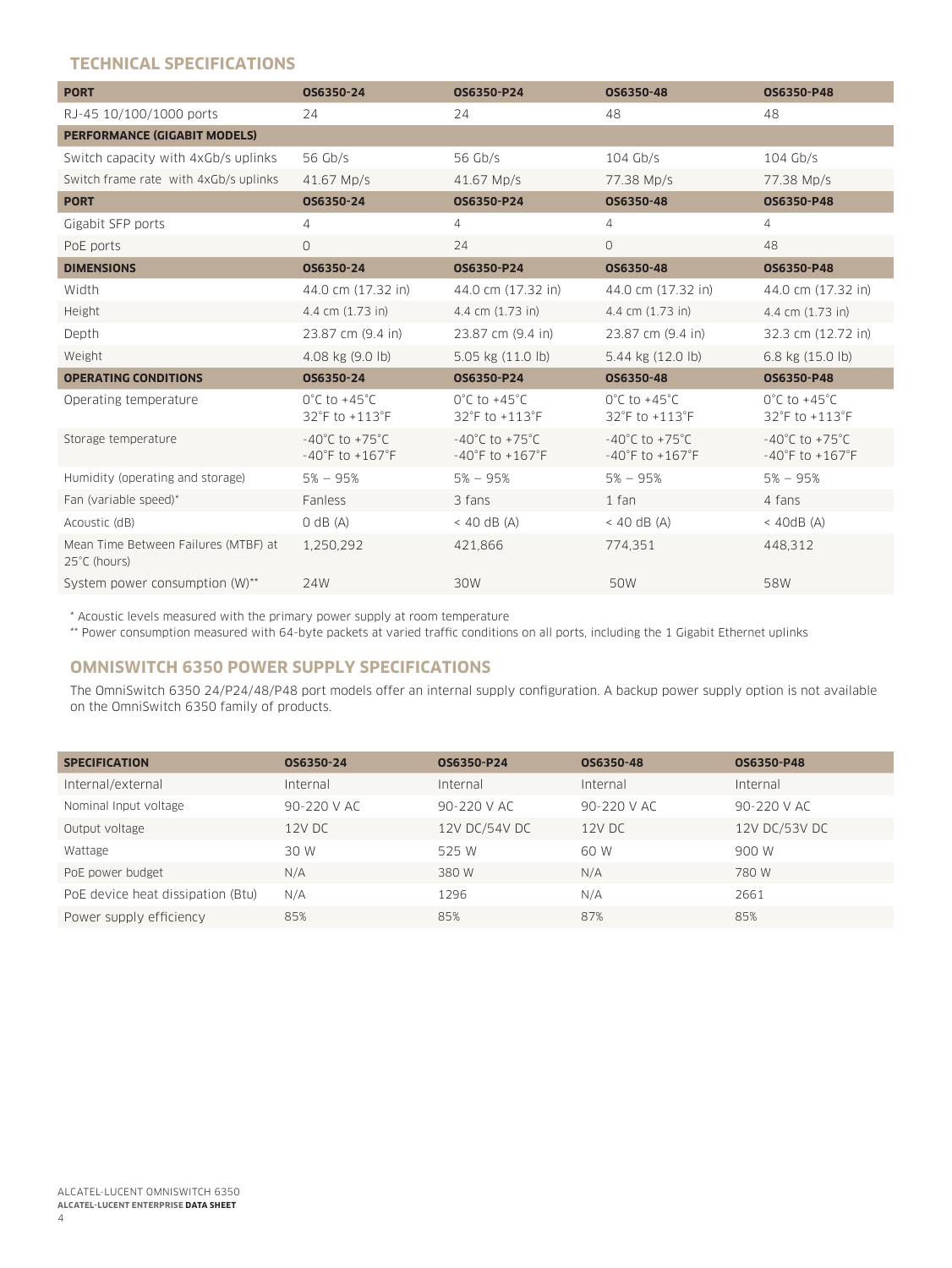## TECHNICAL SPECIFICATIONS

| PORT | OS6350-24 | OS6350-P24 | OS6350-48 | OS6350-P48 |
|---|---|---|---|---|
| RJ-45 10/100/1000 ports | 24 | 24 | 48 | 48 |
| **PERFORMANCE (GIGABIT MODELS)** | | | | |
| Switch capacity with 4xGb/s uplinks | 56 Gb/s | 56 Gb/s | 104 Gb/s | 104 Gb/s |
| Switch frame rate with 4xGb/s uplinks | 41.67 Mp/s | 41.67 Mp/s | 77.38 Mp/s | 77.38 Mp/s |
| **PORT** | **OS6350-24** | **OS6350-P24** | **OS6350-48** | **OS6350-P48** |
| Gigabit SFP ports | 4 | 4 | 4 | 4 |
| PoE ports | 0 | 24 | 0 | 48 |
| **DIMENSIONS** | **OS6350-24** | **OS6350-P24** | **OS6350-48** | **OS6350-P48** |
| Width | 44.0 cm (17.32 in) | 44.0 cm (17.32 in) | 44.0 cm (17.32 in) | 44.0 cm (17.32 in) |
| Height | 4.4 cm (1.73 in) | 4.4 cm (1.73 in) | 4.4 cm (1.73 in) | 4.4 cm (1.73 in) |
| Depth | 23.87 cm (9.4 in) | 23.87 cm (9.4 in) | 23.87 cm (9.4 in) | 32.3 cm (12.72 in) |
| Weight | 4.08 kg (9.0 lb) | 5.05 kg (11.0 lb) | 5.44 kg (12.0 lb) | 6.8 kg (15.0 lb) |
| **OPERATING CONDITIONS** | **OS6350-24** | **OS6350-P24** | **OS6350-48** | **OS6350-P48** |
| Operating temperature | 0°C to +45°C 32°F to +113°F | 0°C to +45°C 32°F to +113°F | 0°C to +45°C 32°F to +113°F | 0°C to +45°C 32°F to +113°F |
| Storage temperature | -40°C to +75°C -40°F to +167°F | -40°C to +75°C -40°F to +167°F | -40°C to +75°C -40°F to +167°F | -40°C to +75°C -40°F to +167°F |
| Humidity (operating and storage) | 5% – 95% | 5% – 95% | 5% – 95% | 5% – 95% |
| Fan (variable speed)* | Fanless | 3 fans | 1 fan | 4 fans |
| Acoustic (dB) | 0 dB (A) | < 40 dB (A) | < 40 dB (A) | < 40dB (A) |
| Mean Time Between Failures (MTBF) at 25°C (hours) | 1,250,292 | 421,866 | 774,351 | 448,312 |
| System power consumption (W)** | 24W | 30W | 50W | 58W |

* Acoustic levels measured with the primary power supply at room temperature

** Power consumption measured with 64-byte packets at varied traffic conditions on all ports, including the 1 Gigabit Ethernet uplinks

## OMNISWITCH 6350 POWER SUPPLY SPECIFICATIONS

The OmniSwitch 6350 24/P24/48/P48 port models offer an internal supply configuration. A backup power supply option is not available on the OmniSwitch 6350 family of products.

| SPECIFICATION | OS6350-24 | OS6350-P24 | OS6350-48 | OS6350-P48 |
|---|---|---|---|---|
| Internal/external | Internal | Internal | Internal | Internal |
| Nominal Input voltage | 90-220 V AC | 90-220 V AC | 90-220 V AC | 90-220 V AC |
| Output voltage | 12V DC | 12V DC/54V DC | 12V DC | 12V DC/53V DC |
| Wattage | 30 W | 525 W | 60 W | 900 W |
| PoE power budget | N/A | 380 W | N/A | 780 W |
| PoE device heat dissipation (Btu) | N/A | 1296 | N/A | 2661 |
| Power supply efficiency | 85% | 85% | 87% | 85% |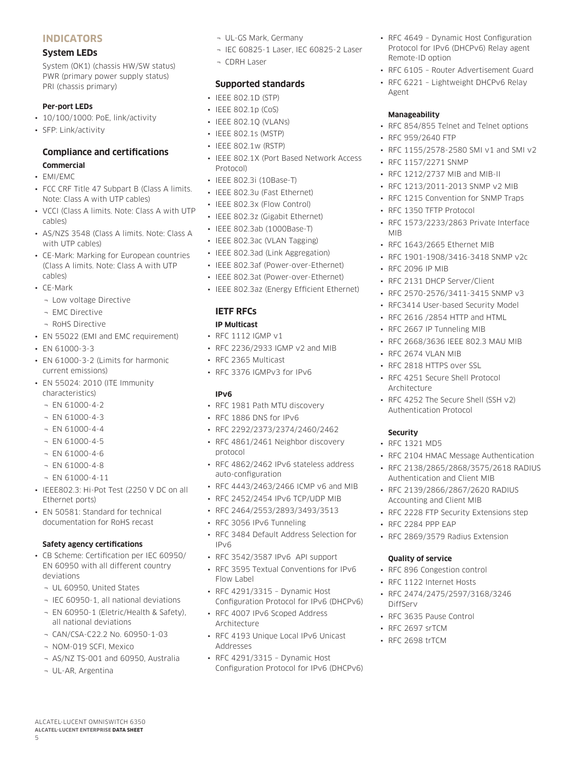## INDICATORS

### System LEDs

System (OK1) (chassis HW/SW status)
PWR (primary power supply status)
PRI (chassis primary)

#### Per-port LEDs

- 10/100/1000: PoE, link/activity
- SFP: Link/activity

### Compliance and certifications

#### Commercial

- EMI/EMC
- FCC CRF Title 47 Subpart B (Class A limits. Note: Class A with UTP cables)
- VCCI (Class A limits. Note: Class A with UTP cables)
- AS/NZS 3548 (Class A limits. Note: Class A with UTP cables)
- CE-Mark: Marking for European countries (Class A limits. Note: Class A with UTP cables)
- CE-Mark
  - Low voltage Directive
  - EMC Directive
  - RoHS Directive
- EN 55022 (EMI and EMC requirement)
- EN 61000-3-3
- EN 61000-3-2 (Limits for harmonic current emissions)
- EN 55024: 2010 (ITE Immunity characteristics)
  - EN 61000-4-2
  - EN 61000-4-3
  - EN 61000-4-4
  - EN 61000-4-5
  - EN 61000-4-6
  - EN 61000-4-8
  - EN 61000-4-11
- IEEE802.3: Hi-Pot Test (2250 V DC on all Ethernet ports)
- EN 50581: Standard for technical documentation for RoHS recast

#### Safety agency certifications

- CB Scheme: Certification per IEC 60950/ EN 60950 with all different country deviations
  - UL 60950, United States
  - IEC 60950-1, all national deviations
  - EN 60950-1 (Eletric/Health & Safety), all national deviations
  - CAN/CSA-C22.2 No. 60950-1-03
  - NOM-019 SCFI, Mexico
  - AS/NZ TS-001 and 60950, Australia
  - UL-AR, Argentina
  - UL-GS Mark, Germany
  - IEC 60825-1 Laser, IEC 60825-2 Laser
  - CDRH Laser

### Supported standards

- IEEE 802.1D (STP)
- IEEE 802.1p (CoS)
- IEEE 802.1Q (VLANs)
- IEEE 802.1s (MSTP)
- IEEE 802.1w (RSTP)
- IEEE 802.1X (Port Based Network Access Protocol)
- IEEE 802.3i (10Base-T)
- IEEE 802.3u (Fast Ethernet)
- IEEE 802.3x (Flow Control)
- IEEE 802.3z (Gigabit Ethernet)
- IEEE 802.3ab (1000Base-T)
- IEEE 802.3ac (VLAN Tagging)
- IEEE 802.3ad (Link Aggregation)
- IEEE 802.3af (Power-over-Ethernet)
- IEEE 802.3at (Power-over-Ethernet)
- IEEE 802.3az (Energy Efficient Ethernet)

### IETF RFCs

#### IP Multicast

- RFC 1112 IGMP v1
- RFC 2236/2933 IGMP v2 and MIB
- RFC 2365 Multicast
- RFC 3376 IGMPv3 for IPv6

#### IPv6

- RFC 1981 Path MTU discovery
- RFC 1886 DNS for IPv6
- RFC 2292/2373/2374/2460/2462
- RFC 4861/2461 Neighbor discovery protocol
- RFC 4862/2462 IPv6 stateless address auto-configuration
- RFC 4443/2463/2466 ICMP v6 and MIB
- RFC 2452/2454 IPv6 TCP/UDP MIB
- RFC 2464/2553/2893/3493/3513
- RFC 3056 IPv6 Tunneling
- RFC 3484 Default Address Selection for IPv6
- RFC 3542/3587 IPv6 API support
- RFC 3595 Textual Conventions for IPv6 Flow Label
- RFC 4291/3315 – Dynamic Host Configuration Protocol for IPv6 (DHCPv6)
- RFC 4007 IPv6 Scoped Address Architecture
- RFC 4193 Unique Local IPv6 Unicast Addresses
- RFC 4291/3315 – Dynamic Host Configuration Protocol for IPv6 (DHCPv6)
- RFC 4649 – Dynamic Host Configuration Protocol for IPv6 (DHCPv6) Relay agent Remote-ID option
- RFC 6105 – Router Advertisement Guard
- RFC 6221 – Lightweight DHCPv6 Relay Agent

#### Manageability

- RFC 854/855 Telnet and Telnet options
- RFC 959/2640 FTP
- RFC 1155/2578-2580 SMI v1 and SMI v2
- RFC 1157/2271 SNMP
- RFC 1212/2737 MIB and MIB-II
- RFC 1213/2011-2013 SNMP v2 MIB
- RFC 1215 Convention for SNMP Traps
- RFC 1350 TFTP Protocol
- RFC 1573/2233/2863 Private Interface MIB
- RFC 1643/2665 Ethernet MIB
- RFC 1901-1908/3416-3418 SNMP v2c
- RFC 2096 IP MIB
- RFC 2131 DHCP Server/Client
- RFC 2570-2576/3411-3415 SNMP v3
- RFC3414 User-based Security Model
- RFC 2616 /2854 HTTP and HTML
- RFC 2667 IP Tunneling MIB
- RFC 2668/3636 IEEE 802.3 MAU MIB
- RFC 2674 VLAN MIB
- RFC 2818 HTTPS over SSL
- RFC 4251 Secure Shell Protocol Architecture
- RFC 4252 The Secure Shell (SSH v2) Authentication Protocol

#### Security

- RFC 1321 MD5
- RFC 2104 HMAC Message Authentication
- RFC 2138/2865/2868/3575/2618 RADIUS Authentication and Client MIB
- RFC 2139/2866/2867/2620 RADIUS Accounting and Client MIB
- RFC 2228 FTP Security Extensions step
- RFC 2284 PPP EAP
- RFC 2869/3579 Radius Extension

#### Quality of service

- RFC 896 Congestion control
- RFC 1122 Internet Hosts
- RFC 2474/2475/2597/3168/3246 DiffServ
- RFC 3635 Pause Control
- RFC 2697 srTCM
- RFC 2698 trTCM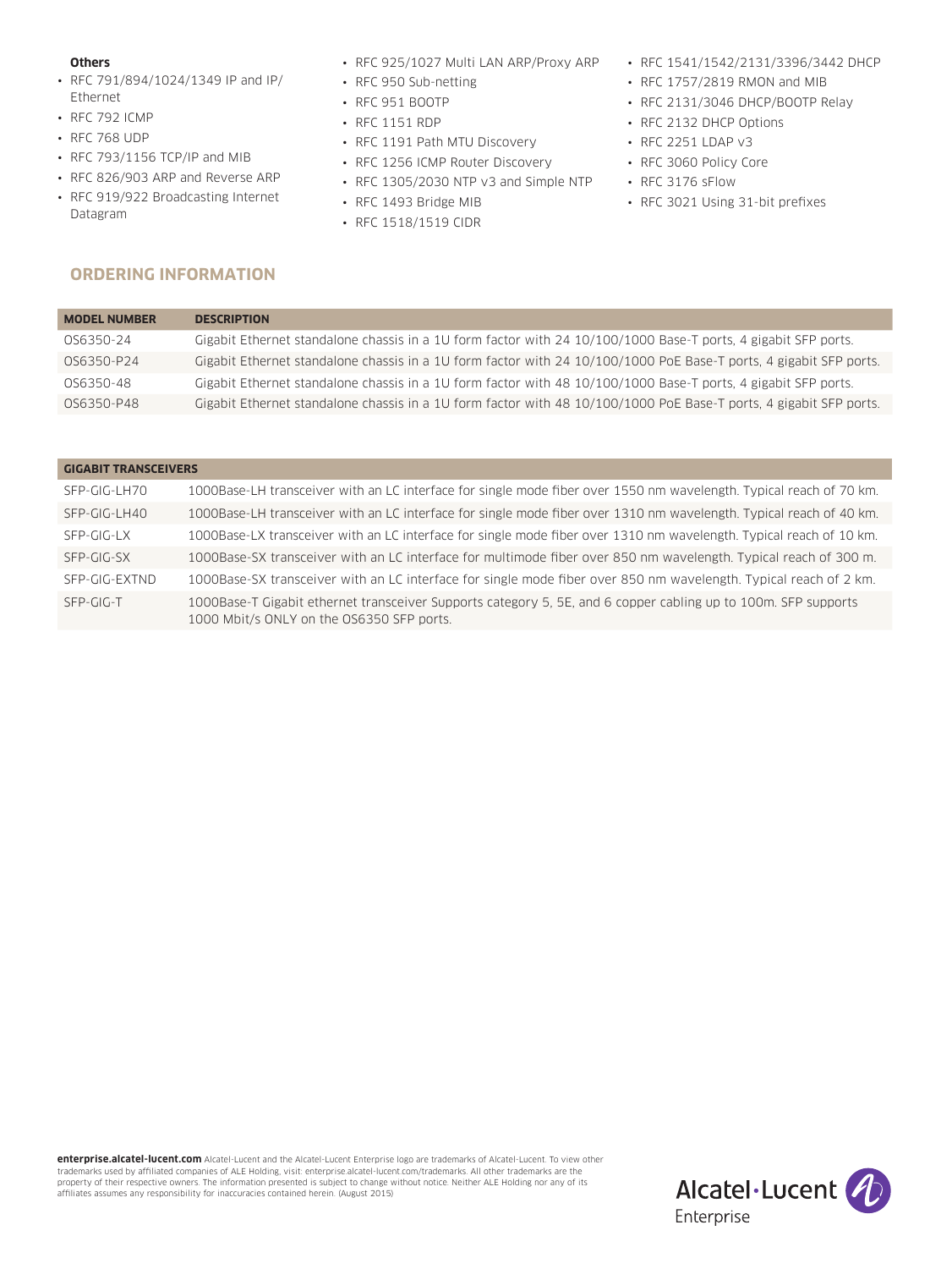**Others**

- RFC 791/894/1024/1349 IP and IP/Ethernet
- RFC 792 ICMP
- RFC 768 UDP
- RFC 793/1156 TCP/IP and MIB
- RFC 826/903 ARP and Reverse ARP
- RFC 919/922 Broadcasting Internet Datagram
- RFC 925/1027 Multi LAN ARP/Proxy ARP
- RFC 950 Sub-netting
- RFC 951 BOOTP
- RFC 1151 RDP
- RFC 1191 Path MTU Discovery
- RFC 1256 ICMP Router Discovery
- RFC 1305/2030 NTP v3 and Simple NTP
- RFC 1493 Bridge MIB
- RFC 1518/1519 CIDR
- RFC 1541/1542/2131/3396/3442 DHCP
- RFC 1757/2819 RMON and MIB
- RFC 2131/3046 DHCP/BOOTP Relay
- RFC 2132 DHCP Options
- RFC 2251 LDAP v3
- RFC 3060 Policy Core
- RFC 3176 sFlow
- RFC 3021 Using 31-bit prefixes

## ORDERING INFORMATION

| MODEL NUMBER | DESCRIPTION |
|---|---|
| OS6350-24 | Gigabit Ethernet standalone chassis in a 1U form factor with 24 10/100/1000 Base-T ports, 4 gigabit SFP ports. |
| OS6350-P24 | Gigabit Ethernet standalone chassis in a 1U form factor with 24 10/100/1000 PoE Base-T ports, 4 gigabit SFP ports. |
| OS6350-48 | Gigabit Ethernet standalone chassis in a 1U form factor with 48 10/100/1000 Base-T ports, 4 gigabit SFP ports. |
| OS6350-P48 | Gigabit Ethernet standalone chassis in a 1U form factor with 48 10/100/1000 PoE Base-T ports, 4 gigabit SFP ports. |

| GIGABIT TRANSCEIVERS | |
|---|---|
| SFP-GIG-LH70 | 1000Base-LH transceiver with an LC interface for single mode fiber over 1550 nm wavelength. Typical reach of 70 km. |
| SFP-GIG-LH40 | 1000Base-LH transceiver with an LC interface for single mode fiber over 1310 nm wavelength. Typical reach of 40 km. |
| SFP-GIG-LX | 1000Base-LX transceiver with an LC interface for single mode fiber over 1310 nm wavelength. Typical reach of 10 km. |
| SFP-GIG-SX | 1000Base-SX transceiver with an LC interface for multimode fiber over 850 nm wavelength. Typical reach of 300 m. |
| SFP-GIG-EXTND | 1000Base-SX transceiver with an LC interface for single mode fiber over 850 nm wavelength. Typical reach of 2 km. |
| SFP-GIG-T | 1000Base-T Gigabit ethernet transceiver Supports category 5, 5E, and 6 copper cabling up to 100m. SFP supports 1000 Mbit/s ONLY on the OS6350 SFP ports. |

**enterprise.alcatel-lucent.com** Alcatel-Lucent and the Alcatel-Lucent Enterprise logo are trademarks of Alcatel-Lucent. To view other trademarks used by affiliated companies of ALE Holding, visit: enterprise.alcatel-lucent.com/trademarks. All other trademarks are the property of their respective owners. The information presented is subject to change without notice. Neither ALE Holding nor any of its affiliates assumes any responsibility for inaccuracies contained herein. (August 2015)

Alcatel·Lucent Enterprise